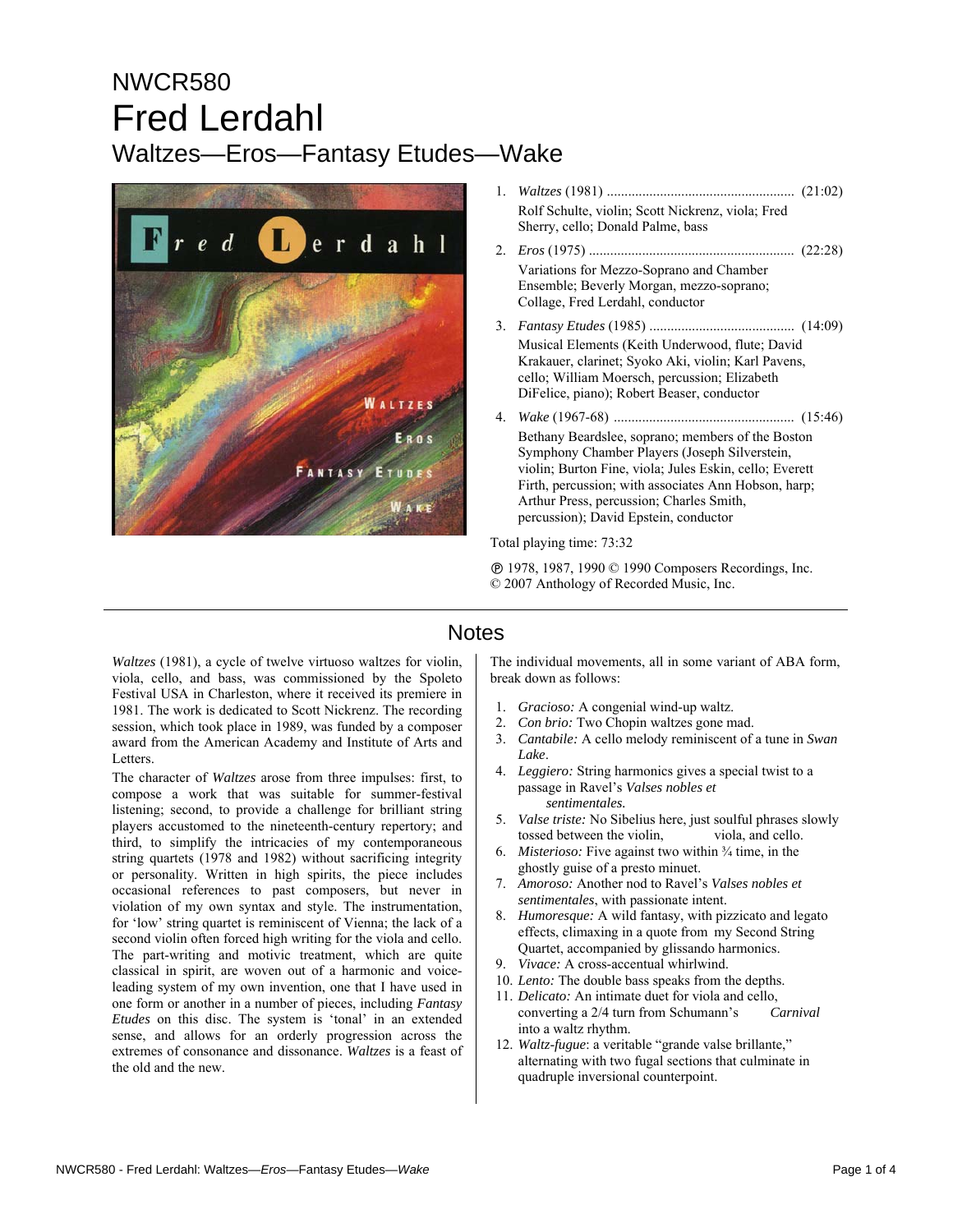NWCR580

# Fred Lerdahl

## Waltzes—Eros—Fantasy Etudes—Wake

1. *Waltzes* (1981) ..................................................... (21:02)
   Rolf Schulte, violin; Scott Nickrenz, viola; Fred Sherry, cello; Donald Palme, bass
2. *Eros* (1975) .......................................................... (22:28)
   Variations for Mezzo-Soprano and Chamber Ensemble; Beverly Morgan, mezzo-soprano; Collage, Fred Lerdahl, conductor
3. *Fantasy Etudes* (1985) .......................................... (14:09)
   Musical Elements (Keith Underwood, flute; David Krakauer, clarinet; Syoko Aki, violin; Karl Pavens, cello; William Moersch, percussion; Elizabeth DiFelice, piano); Robert Beaser, conductor
4. *Wake* (1967-68) ................................................... (15:46)
   Bethany Beardslee, soprano; members of the Boston Symphony Chamber Players (Joseph Silverstein, violin; Burton Fine, viola; Jules Eskin, cello; Everett Firth, percussion; with associates Ann Hobson, harp; Arthur Press, percussion; Charles Smith, percussion); David Epstein, conductor

Total playing time: 73:32

℗ 1978, 1987, 1990 © 1990 Composers Recordings, Inc.
© 2007 Anthology of Recorded Music, Inc.

## Notes

*Waltzes* (1981), a cycle of twelve virtuoso waltzes for violin, viola, cello, and bass, was commissioned by the Spoleto Festival USA in Charleston, where it received its premiere in 1981. The work is dedicated to Scott Nickrenz. The recording session, which took place in 1989, was funded by a composer award from the American Academy and Institute of Arts and Letters.

The character of *Waltzes* arose from three impulses: first, to compose a work that was suitable for summer-festival listening; second, to provide a challenge for brilliant string players accustomed to the nineteenth-century repertory; and third, to simplify the intricacies of my contemporaneous string quartets (1978 and 1982) without sacrificing integrity or personality. Written in high spirits, the piece includes occasional references to past composers, but never in violation of my own syntax and style. The instrumentation, for 'low' string quartet is reminiscent of Vienna; the lack of a second violin often forced high writing for the viola and cello. The part-writing and motivic treatment, which are quite classical in spirit, are woven out of a harmonic and voice-leading system of my own invention, one that I have used in one form or another in a number of pieces, including *Fantasy Etudes* on this disc. The system is 'tonal' in an extended sense, and allows for an orderly progression across the extremes of consonance and dissonance. *Waltzes* is a feast of the old and the new.

The individual movements, all in some variant of ABA form, break down as follows:

1. *Gracioso:* A congenial wind-up waltz.
2. *Con brio:* Two Chopin waltzes gone mad.
3. *Cantabile:* A cello melody reminiscent of a tune in *Swan Lake*.
4. *Leggiero:* String harmonics gives a special twist to a passage in Ravel's *Valses nobles et sentimentales.*
5. *Valse triste:* No Sibelius here, just soulful phrases slowly tossed between the violin, viola, and cello.
6. *Misterioso:* Five against two within ¾ time, in the ghostly guise of a presto minuet.
7. *Amoroso:* Another nod to Ravel's *Valses nobles et sentimentales*, with passionate intent.
8. *Humoresque:* A wild fantasy, with pizzicato and legato effects, climaxing in a quote from my Second String Quartet, accompanied by glissando harmonics.
9. *Vivace:* A cross-accentual whirlwind.
10. *Lento:* The double bass speaks from the depths.
11. *Delicato:* An intimate duet for viola and cello, converting a 2/4 turn from Schumann's *Carnival* into a waltz rhythm.
12. *Waltz-fugue*: a veritable "grande valse brillante," alternating with two fugal sections that culminate in quadruple inversional counterpoint.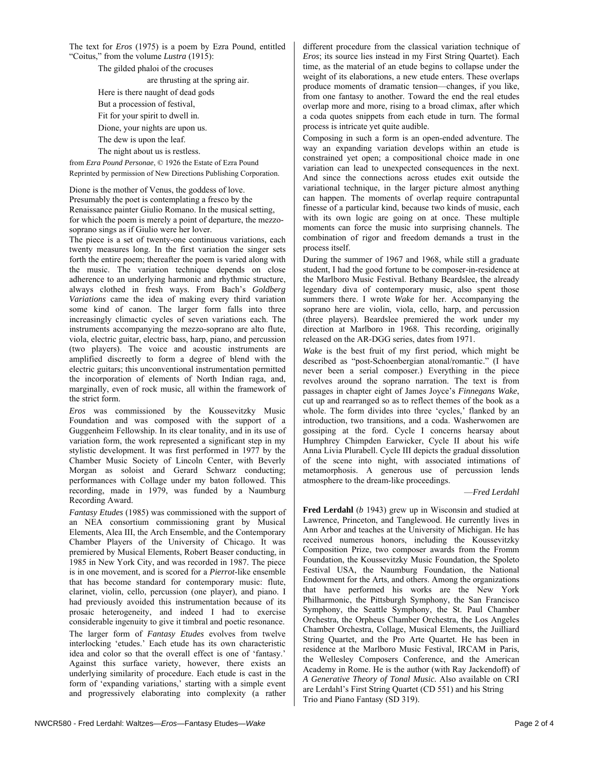The text for *Eros* (1975) is a poem by Ezra Pound, entitled "Coitus," from the volume *Lustra* (1915):

> The gilded phaloi of the crocuses
> are thrusting at the spring air.
> Here is there naught of dead gods
> But a procession of festival,
> Fit for your spirit to dwell in.
> Dione, your nights are upon us.
> The dew is upon the leaf.
> The night about us is restless.

from *Ezra Pound Personae*, © 1926 the Estate of Ezra Pound
Reprinted by permission of New Directions Publishing Corporation.

Dione is the mother of Venus, the goddess of love. Presumably the poet is contemplating a fresco by the Renaissance painter Giulio Romano. In the musical setting, for which the poem is merely a point of departure, the mezzo-soprano sings as if Giulio were her lover.

The piece is a set of twenty-one continuous variations, each twenty measures long. In the first variation the singer sets forth the entire poem; thereafter the poem is varied along with the music. The variation technique depends on close adherence to an underlying harmonic and rhythmic structure, always clothed in fresh ways. From Bach's *Goldberg Variations* came the idea of making every third variation some kind of canon. The larger form falls into three increasingly climactic cycles of seven variations each. The instruments accompanying the mezzo-soprano are alto flute, viola, electric guitar, electric bass, harp, piano, and percussion (two players). The voice and acoustic instruments are amplified discreetly to form a degree of blend with the electric guitars; this unconventional instrumentation permitted the incorporation of elements of North Indian raga, and, marginally, even of rock music, all within the framework of the strict form.

*Eros* was commissioned by the Koussevitzky Music Foundation and was composed with the support of a Guggenheim Fellowship. In its clear tonality, and in its use of variation form, the work represented a significant step in my stylistic development. It was first performed in 1977 by the Chamber Music Society of Lincoln Center, with Beverly Morgan as soloist and Gerard Schwarz conducting; performances with Collage under my baton followed. This recording, made in 1979, was funded by a Naumburg Recording Award.

*Fantasy Etudes* (1985) was commissioned with the support of an NEA consortium commissioning grant by Musical Elements, Alea III, the Arch Ensemble, and the Contemporary Chamber Players of the University of Chicago. It was premiered by Musical Elements, Robert Beaser conducting, in 1985 in New York City, and was recorded in 1987. The piece is in one movement, and is scored for a *Pierrot*-like ensemble that has become standard for contemporary music: flute, clarinet, violin, cello, percussion (one player), and piano. I had previously avoided this instrumentation because of its prosaic heterogeneity, and indeed I had to exercise considerable ingenuity to give it timbral and poetic resonance.

The larger form of *Fantasy Etudes* evolves from twelve interlocking 'etudes.' Each etude has its own characteristic idea and color so that the overall effect is one of 'fantasy.' Against this surface variety, however, there exists an underlying similarity of procedure. Each etude is cast in the form of 'expanding variations,' starting with a simple event and progressively elaborating into complexity (a rather different procedure from the classical variation technique of *Eros*; its source lies instead in my First String Quartet). Each time, as the material of an etude begins to collapse under the weight of its elaborations, a new etude enters. These overlaps produce moments of dramatic tension—changes, if you like, from one fantasy to another. Toward the end the real etudes overlap more and more, rising to a broad climax, after which a coda quotes snippets from each etude in turn. The formal process is intricate yet quite audible.

Composing in such a form is an open-ended adventure. The way an expanding variation develops within an etude is constrained yet open; a compositional choice made in one variation can lead to unexpected consequences in the next. And since the connections across etudes exit outside the variational technique, in the larger picture almost anything can happen. The moments of overlap require contrapuntal finesse of a particular kind, because two kinds of music, each with its own logic are going on at once. These multiple moments can force the music into surprising channels. The combination of rigor and freedom demands a trust in the process itself.

During the summer of 1967 and 1968, while still a graduate student, I had the good fortune to be composer-in-residence at the Marlboro Music Festival. Bethany Beardslee, the already legendary diva of contemporary music, also spent those summers there. I wrote *Wake* for her. Accompanying the soprano here are violin, viola, cello, harp, and percussion (three players). Beardslee premiered the work under my direction at Marlboro in 1968. This recording, originally released on the AR-DGG series, dates from 1971.

*Wake* is the best fruit of my first period, which might be described as "post-Schoenbergian atonal/romantic." (I have never been a serial composer.) Everything in the piece revolves around the soprano narration. The text is from passages in chapter eight of James Joyce's *Finnegans Wake*, cut up and rearranged so as to reflect themes of the book as a whole. The form divides into three 'cycles,' flanked by an introduction, two transitions, and a coda. Washerwomen are gossiping at the ford. Cycle I concerns hearsay about Humphrey Chimpden Earwicker, Cycle II about his wife Anna Livia Plurabell. Cycle III depicts the gradual dissolution of the scene into night, with associated intimations of metamorphosis. A generous use of percussion lends atmosphere to the dream-like proceedings.

—*Fred Lerdahl*

**Fred Lerdahl** (*b* 1943) grew up in Wisconsin and studied at Lawrence, Princeton, and Tanglewood. He currently lives in Ann Arbor and teaches at the University of Michigan. He has received numerous honors, including the Koussevitzky Composition Prize, two composer awards from the Fromm Foundation, the Koussevitzky Music Foundation, the Spoleto Festival USA, the Naumburg Foundation, the National Endowment for the Arts, and others. Among the organizations that have performed his works are the New York Philharmonic, the Pittsburgh Symphony, the San Francisco Symphony, the Seattle Symphony, the St. Paul Chamber Orchestra, the Orpheus Chamber Orchestra, the Los Angeles Chamber Orchestra, Collage, Musical Elements, the Juilliard String Quartet, and the Pro Arte Quartet. He has been in residence at the Marlboro Music Festival, IRCAM in Paris, the Wellesley Composers Conference, and the American Academy in Rome. He is the author (with Ray Jackendoff) of *A Generative Theory of Tonal Music.* Also available on CRI are Lerdahl's First String Quartet (CD 551) and his String Trio and Piano Fantasy (SD 319).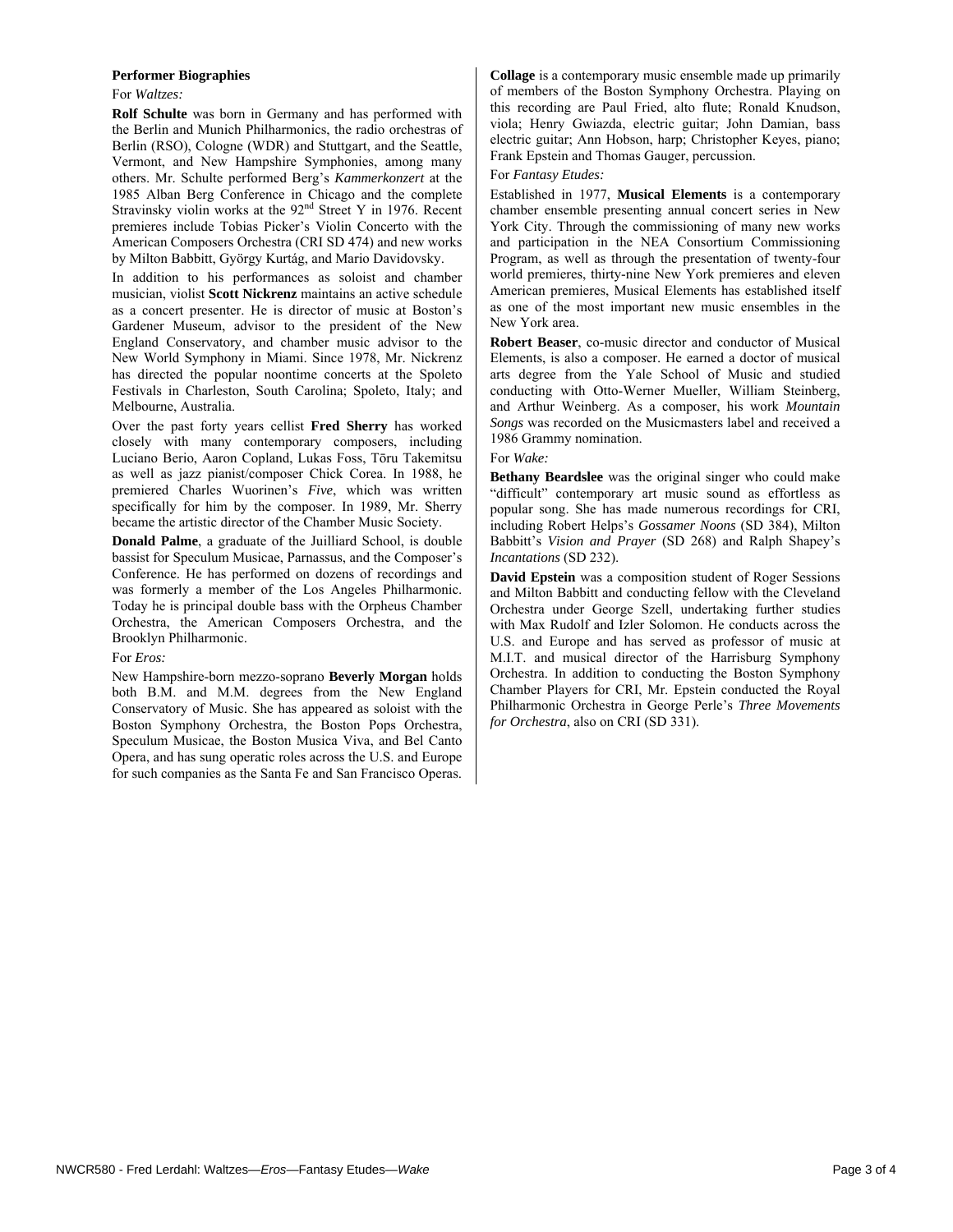**Performer Biographies**

For *Waltzes:*

**Rolf Schulte** was born in Germany and has performed with the Berlin and Munich Philharmonics, the radio orchestras of Berlin (RSO), Cologne (WDR) and Stuttgart, and the Seattle, Vermont, and New Hampshire Symphonies, among many others. Mr. Schulte performed Berg's *Kammerkonzert* at the 1985 Alban Berg Conference in Chicago and the complete Stravinsky violin works at the 92nd Street Y in 1976. Recent premieres include Tobias Picker's Violin Concerto with the American Composers Orchestra (CRI SD 474) and new works by Milton Babbitt, György Kurtág, and Mario Davidovsky.

In addition to his performances as soloist and chamber musician, violist **Scott Nickrenz** maintains an active schedule as a concert presenter. He is director of music at Boston's Gardener Museum, advisor to the president of the New England Conservatory, and chamber music advisor to the New World Symphony in Miami. Since 1978, Mr. Nickrenz has directed the popular noontime concerts at the Spoleto Festivals in Charleston, South Carolina; Spoleto, Italy; and Melbourne, Australia.

Over the past forty years cellist **Fred Sherry** has worked closely with many contemporary composers, including Luciano Berio, Aaron Copland, Lukas Foss, Tōru Takemitsu as well as jazz pianist/composer Chick Corea. In 1988, he premiered Charles Wuorinen's *Five*, which was written specifically for him by the composer. In 1989, Mr. Sherry became the artistic director of the Chamber Music Society.

**Donald Palme**, a graduate of the Juilliard School, is double bassist for Speculum Musicae, Parnassus, and the Composer's Conference. He has performed on dozens of recordings and was formerly a member of the Los Angeles Philharmonic. Today he is principal double bass with the Orpheus Chamber Orchestra, the American Composers Orchestra, and the Brooklyn Philharmonic.

For *Eros:*

New Hampshire-born mezzo-soprano **Beverly Morgan** holds both B.M. and M.M. degrees from the New England Conservatory of Music. She has appeared as soloist with the Boston Symphony Orchestra, the Boston Pops Orchestra, Speculum Musicae, the Boston Musica Viva, and Bel Canto Opera, and has sung operatic roles across the U.S. and Europe for such companies as the Santa Fe and San Francisco Operas.

**Collage** is a contemporary music ensemble made up primarily of members of the Boston Symphony Orchestra. Playing on this recording are Paul Fried, alto flute; Ronald Knudson, viola; Henry Gwiazda, electric guitar; John Damian, bass electric guitar; Ann Hobson, harp; Christopher Keyes, piano; Frank Epstein and Thomas Gauger, percussion.

For *Fantasy Etudes:*

Established in 1977, **Musical Elements** is a contemporary chamber ensemble presenting annual concert series in New York City. Through the commissioning of many new works and participation in the NEA Consortium Commissioning Program, as well as through the presentation of twenty-four world premieres, thirty-nine New York premieres and eleven American premieres, Musical Elements has established itself as one of the most important new music ensembles in the New York area.

**Robert Beaser**, co-music director and conductor of Musical Elements, is also a composer. He earned a doctor of musical arts degree from the Yale School of Music and studied conducting with Otto-Werner Mueller, William Steinberg, and Arthur Weinberg. As a composer, his work *Mountain Songs* was recorded on the Musicmasters label and received a 1986 Grammy nomination.

For *Wake:*

**Bethany Beardslee** was the original singer who could make "difficult" contemporary art music sound as effortless as popular song. She has made numerous recordings for CRI, including Robert Helps's *Gossamer Noons* (SD 384), Milton Babbitt's *Vision and Prayer* (SD 268) and Ralph Shapey's *Incantations* (SD 232).

**David Epstein** was a composition student of Roger Sessions and Milton Babbitt and conducting fellow with the Cleveland Orchestra under George Szell, undertaking further studies with Max Rudolf and Izler Solomon. He conducts across the U.S. and Europe and has served as professor of music at M.I.T. and musical director of the Harrisburg Symphony Orchestra. In addition to conducting the Boston Symphony Chamber Players for CRI, Mr. Epstein conducted the Royal Philharmonic Orchestra in George Perle's *Three Movements for Orchestra*, also on CRI (SD 331).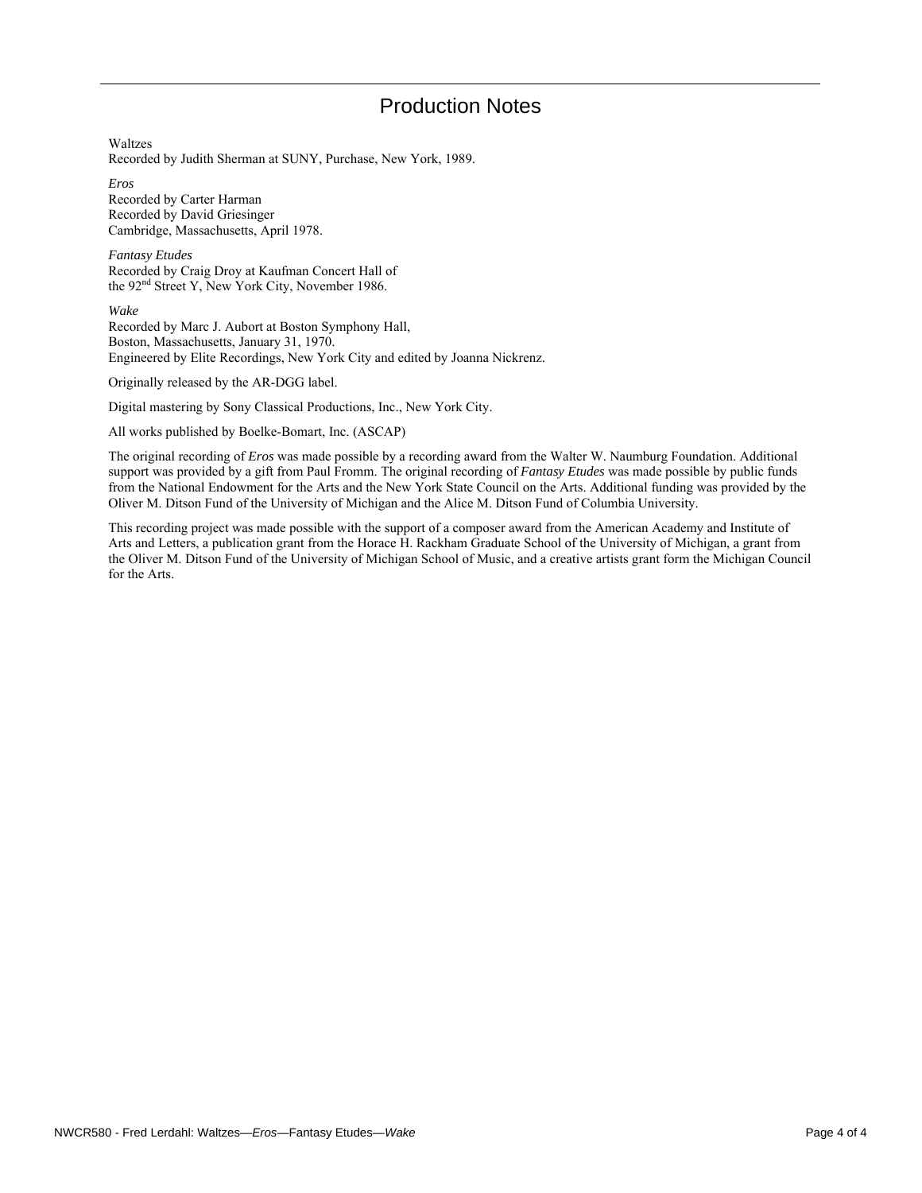## Production Notes

Waltzes
Recorded by Judith Sherman at SUNY, Purchase, New York, 1989.

*Eros*
Recorded by Carter Harman
Recorded by David Griesinger
Cambridge, Massachusetts, April 1978.

*Fantasy Etudes*
Recorded by Craig Droy at Kaufman Concert Hall of
the 92nd Street Y, New York City, November 1986.

*Wake*
Recorded by Marc J. Aubort at Boston Symphony Hall,
Boston, Massachusetts, January 31, 1970.
Engineered by Elite Recordings, New York City and edited by Joanna Nickrenz.

Originally released by the AR-DGG label.

Digital mastering by Sony Classical Productions, Inc., New York City.

All works published by Boelke-Bomart, Inc. (ASCAP)

The original recording of *Eros* was made possible by a recording award from the Walter W. Naumburg Foundation. Additional support was provided by a gift from Paul Fromm. The original recording of *Fantasy Etudes* was made possible by public funds from the National Endowment for the Arts and the New York State Council on the Arts. Additional funding was provided by the Oliver M. Ditson Fund of the University of Michigan and the Alice M. Ditson Fund of Columbia University.

This recording project was made possible with the support of a composer award from the American Academy and Institute of Arts and Letters, a publication grant from the Horace H. Rackham Graduate School of the University of Michigan, a grant from the Oliver M. Ditson Fund of the University of Michigan School of Music, and a creative artists grant form the Michigan Council for the Arts.